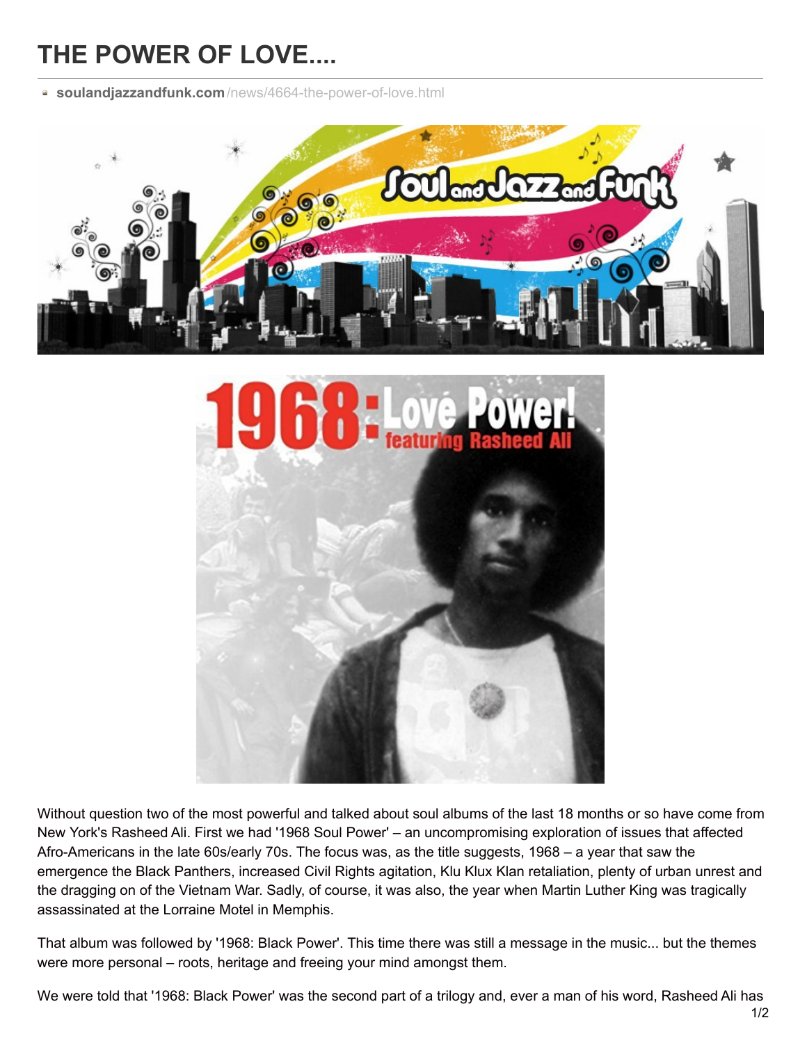# THE POWER OF LOVE....

soulandjazzandfunk.com/news/4664-the-power-of-love.html

Without question two of the most powerful and talked about soul albums of the last 18 months or so have come from New York's Rasheed Ali. First we had '1968 Soul Power' – an uncompromising exploration of issues that affected Afro-Americans in the late 60s/early 70s. The focus was, as the title suggests, 1968 – a year that saw the emergence the Black Panthers, increased Civil Rights agitation, Klu Klux Klan retaliation, plenty of urban unrest and the dragging on of the Vietnam War. Sadly, of course, it was also, the year when Martin Luther King was tragically assassinated at the Lorraine Motel in Memphis.

That album was followed by '1968: Black Power'. This time there was still a message in the music... but the themes were more personal – roots, heritage and freeing your mind amongst them.

We were told that '1968: Black Power' was the second part of a trilogy and, ever a man of his word, Rasheed Ali has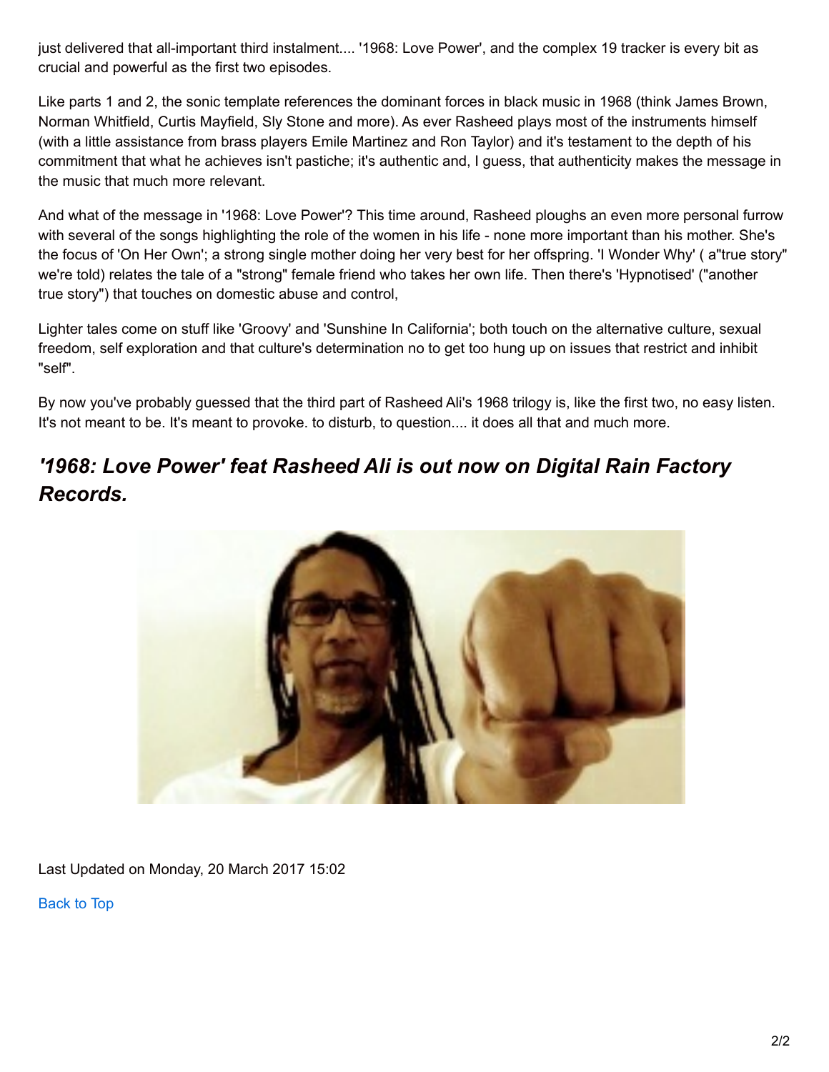just delivered that all-important third instalment.... '1968: Love Power', and the complex 19 tracker is every bit as crucial and powerful as the first two episodes.

Like parts 1 and 2, the sonic template references the dominant forces in black music in 1968 (think James Brown, Norman Whitfield, Curtis Mayfield, Sly Stone and more). As ever Rasheed plays most of the instruments himself (with a little assistance from brass players Emile Martinez and Ron Taylor) and it's testament to the depth of his commitment that what he achieves isn't pastiche; it's authentic and, I guess, that authenticity makes the message in the music that much more relevant.

And what of the message in '1968: Love Power'? This time around, Rasheed ploughs an even more personal furrow with several of the songs highlighting the role of the women in his life - none more important than his mother. She's the focus of 'On Her Own'; a strong single mother doing her very best for her offspring. 'I Wonder Why' ( a"true story" we're told) relates the tale of a "strong" female friend who takes her own life. Then there's 'Hypnotised' ("another true story") that touches on domestic abuse and control,

Lighter tales come on stuff like 'Groovy' and 'Sunshine In California'; both touch on the alternative culture, sexual freedom, self exploration and that culture's determination no to get too hung up on issues that restrict and inhibit "self".

By now you've probably guessed that the third part of Rasheed Ali's 1968 trilogy is, like the first two, no easy listen. It's not meant to be. It's meant to provoke. to disturb, to question.... it does all that and much more.

## *'1968: Love Power' feat Rasheed Ali is out now on Digital Rain Factory Records.*

Last Updated on Monday, 20 March 2017 15:02

Back to Top